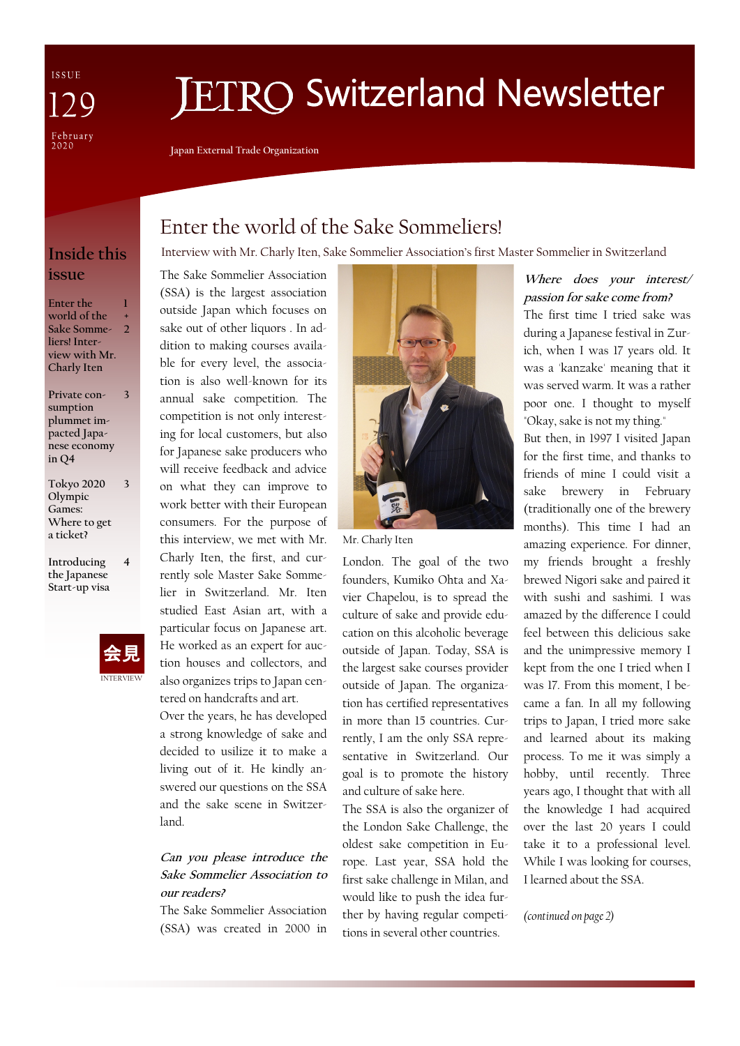ISSUE 129

February 2020

# JETRO Switzerland Newsletter

Japan External Trade Organization

## Inside this issue

| | |
|---|---|
| Enter the world of the Sake Sommeliers! Interview with Mr. Charly Iten | 1 + 2 |
| Private consumption plummet impacted Japanese economy in Q4 | 3 |
| Tokyo 2020 Olympic Games: Where to get a ticket? | 3 |
| Introducing the Japanese Start-up visa | 4 |

会見

INTERVIEW

## Enter the world of the Sake Sommeliers!

Interview with Mr. Charly Iten, Sake Sommelier Association's first Master Sommelier in Switzerland

The Sake Sommelier Association (SSA) is the largest association outside Japan which focuses on sake out of other liquors . In addition to making courses available for every level, the association is also well-known for its annual sake competition. The competition is not only interesting for local customers, but also for Japanese sake producers who will receive feedback and advice on what they can improve to work better with their European consumers. For the purpose of this interview, we met with Mr. Charly Iten, the first, and currently sole Master Sake Sommelier in Switzerland. Mr. Iten studied East Asian art, with a particular focus on Japanese art. He worked as an expert for auction houses and collectors, and also organizes trips to Japan centered on handcrafts and art.

Over the years, he has developed a strong knowledge of sake and decided to usilize it to make a living out of it. He kindly answered our questions on the SSA and the sake scene in Switzerland.

***Can you please introduce the Sake Sommelier Association to our readers?***

The Sake Sommelier Association (SSA) was created in 2000 in London. The goal of the two founders, Kumiko Ohta and Xavier Chapelou, is to spread the culture of sake and provide education on this alcoholic beverage outside of Japan. Today, SSA is the largest sake courses provider outside of Japan. The organization has certified representatives in more than 15 countries. Currently, I am the only SSA representative in Switzerland. Our goal is to promote the history and culture of sake here.

Mr. Charly Iten

The SSA is also the organizer of the London Sake Challenge, the oldest sake competition in Europe. Last year, SSA hold the first sake challenge in Milan, and would like to push the idea further by having regular competitions in several other countries.

***Where does your interest/passion for sake come from?***

The first time I tried sake was during a Japanese festival in Zurich, when I was 17 years old. It was a 'kanzake' meaning that it was served warm. It was a rather poor one. I thought to myself "Okay, sake is not my thing."

But then, in 1997 I visited Japan for the first time, and thanks to friends of mine I could visit a sake brewery in February (traditionally one of the brewery months). This time I had an amazing experience. For dinner, my friends brought a freshly brewed Nigori sake and paired it with sushi and sashimi. I was amazed by the difference I could feel between this delicious sake and the unimpressive memory I kept from the one I tried when I was 17. From this moment, I became a fan. In all my following trips to Japan, I tried more sake and learned about its making process. To me it was simply a hobby, until recently. Three years ago, I thought that with all the knowledge I had acquired over the last 20 years I could take it to a professional level. While I was looking for courses, I learned about the SSA.

*(continued on page 2)*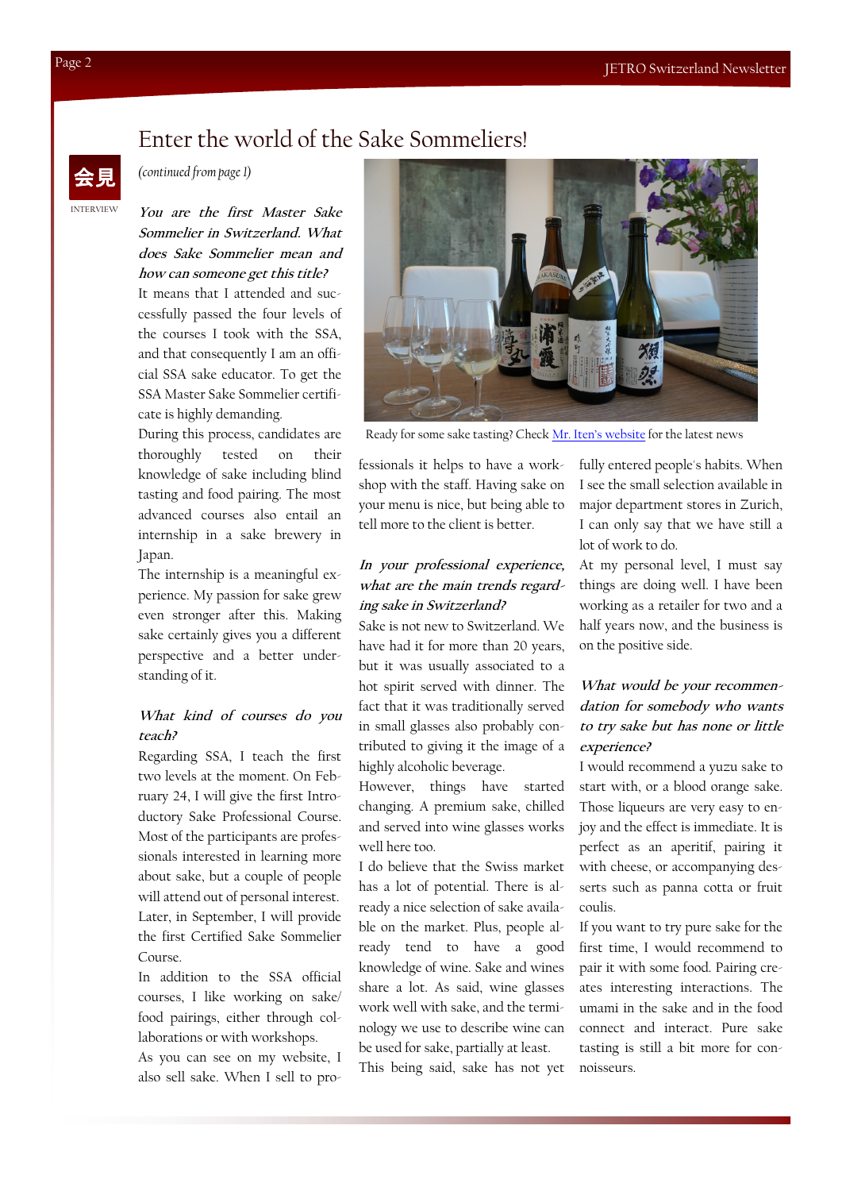# Enter the world of the Sake Sommeliers!

会見

INTERVIEW

*(continued from page 1)*

***You are the first Master Sake Sommelier in Switzerland. What does Sake Sommelier mean and how can someone get this title?***

It means that I attended and successfully passed the four levels of the courses I took with the SSA, and that consequently I am an official SSA sake educator. To get the SSA Master Sake Sommelier certificate is highly demanding.

During this process, candidates are thoroughly tested on their knowledge of sake including blind tasting and food pairing. The most advanced courses also entail an internship in a sake brewery in Japan.

The internship is a meaningful experience. My passion for sake grew even stronger after this. Making sake certainly gives you a different perspective and a better understanding of it.

***What kind of courses do you teach?***

Regarding SSA, I teach the first two levels at the moment. On February 24, I will give the first Introductory Sake Professional Course. Most of the participants are professionals interested in learning more about sake, but a couple of people will attend out of personal interest. Later, in September, I will provide the first Certified Sake Sommelier Course.

In addition to the SSA official courses, I like working on sake/food pairings, either through collaborations or with workshops.

As you can see on my website, I also sell sake. When I sell to professionals it helps to have a workshop with the staff. Having sake on your menu is nice, but being able to tell more to the client is better.

Ready for some sake tasting? Check [Mr. Iten's website]() for the latest news

***In your professional experience, what are the main trends regarding sake in Switzerland?***

Sake is not new to Switzerland. We have had it for more than 20 years, but it was usually associated to a hot spirit served with dinner. The fact that it was traditionally served in small glasses also probably contributed to giving it the image of a highly alcoholic beverage.

However, things have started changing. A premium sake, chilled and served into wine glasses works well here too.

I do believe that the Swiss market has a lot of potential. There is already a nice selection of sake available on the market. Plus, people already tend to have a good knowledge of wine. Sake and wines share a lot. As said, wine glasses work well with sake, and the terminology we use to describe wine can be used for sake, partially at least.

This being said, sake has not yet fully entered people's habits. When I see the small selection available in major department stores in Zurich, I can only say that we have still a lot of work to do.

At my personal level, I must say things are doing well. I have been working as a retailer for two and a half years now, and the business is on the positive side.

***What would be your recommendation for somebody who wants to try sake but has none or little experience?***

I would recommend a yuzu sake to start with, or a blood orange sake. Those liqueurs are very easy to enjoy and the effect is immediate. It is perfect as an aperitif, pairing it with cheese, or accompanying desserts such as panna cotta or fruit coulis.

If you want to try pure sake for the first time, I would recommend to pair it with some food. Pairing creates interesting interactions. The umami in the sake and in the food connect and interact. Pure sake tasting is still a bit more for connoisseurs.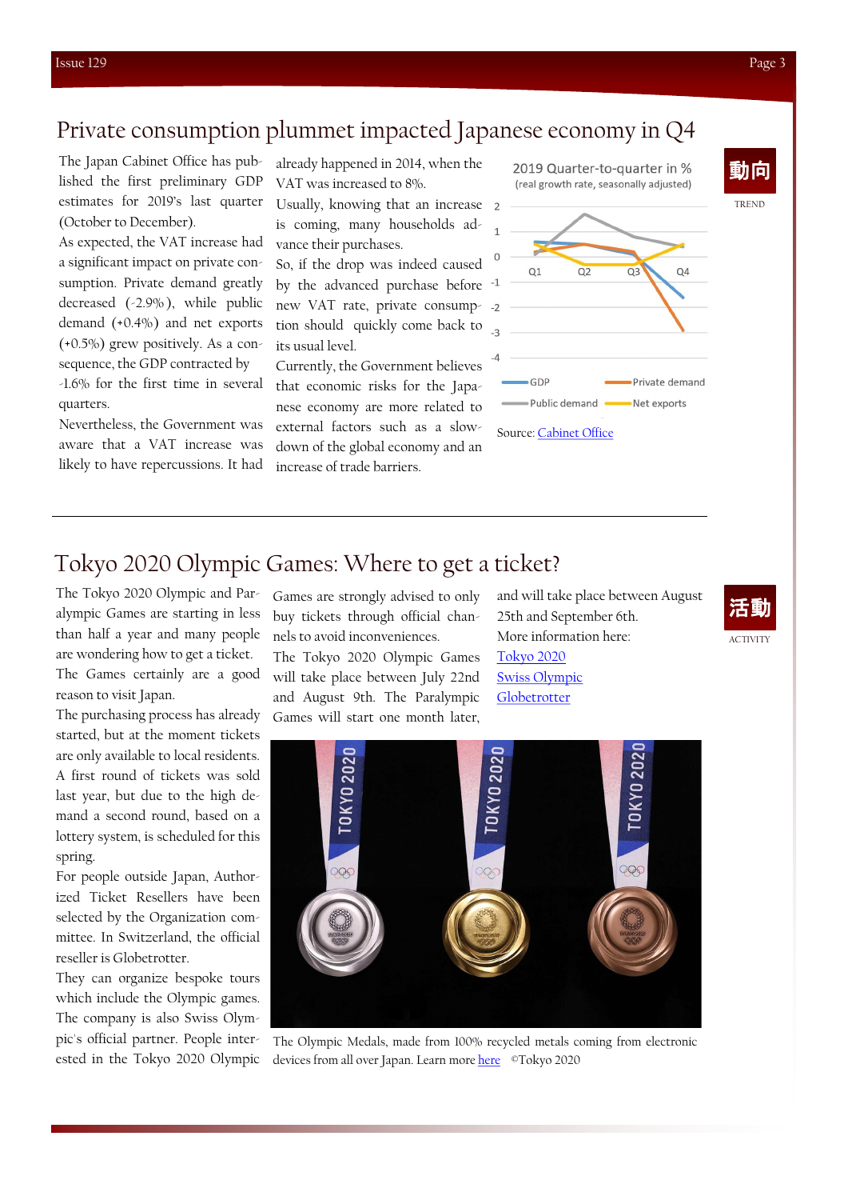# Private consumption plummet impacted Japanese economy in Q4

The Japan Cabinet Office has published the first preliminary GDP estimates for 2019's last quarter (October to December).

As expected, the VAT increase had a significant impact on private consumption. Private demand greatly decreased (-2.9%), while public demand (+0.4%) and net exports (+0.5%) grew positively. As a consequence, the GDP contracted by -1.6% for the first time in several quarters.

Nevertheless, the Government was aware that a VAT increase was likely to have repercussions. It had already happened in 2014, when the VAT was increased to 8%.

Usually, knowing that an increase is coming, many households advance their purchases.

So, if the drop was indeed caused by the advanced purchase before new VAT rate, private consumption should quickly come back to its usual level.

Currently, the Government believes that economic risks for the Japanese economy are more related to external factors such as a slowdown of the global economy and an increase of trade barriers.

2019 Quarter-to-quarter in %
(real growth rate, seasonally adjusted)

GDP — Private demand — Public demand — Net exports

Source: Cabinet Office

動向
TREND

# Tokyo 2020 Olympic Games: Where to get a ticket?

活動
ACTIVITY

The Tokyo 2020 Olympic and Paralympic Games are starting in less than half a year and many people are wondering how to get a ticket.

The Games certainly are a good reason to visit Japan.

The purchasing process has already started, but at the moment tickets are only available to local residents.

A first round of tickets was sold last year, but due to the high demand a second round, based on a lottery system, is scheduled for this spring.

For people outside Japan, Authorized Ticket Resellers have been selected by the Organization committee. In Switzerland, the official reseller is Globetrotter.

They can organize bespoke tours which include the Olympic games. The company is also Swiss Olympic's official partner. People interested in the Tokyo 2020 Olympic Games are strongly advised to only buy tickets through official channels to avoid inconveniences.

The Tokyo 2020 Olympic Games will take place between July 22nd and August 9th. The Paralympic Games will start one month later, and will take place between August 25th and September 6th.

More information here:

[Tokyo 2020]

[Swiss Olympic]

[Globetrotter]

The Olympic Medals, made from 100% recycled metals coming from electronic devices from all over Japan. Learn more [here] ©Tokyo 2020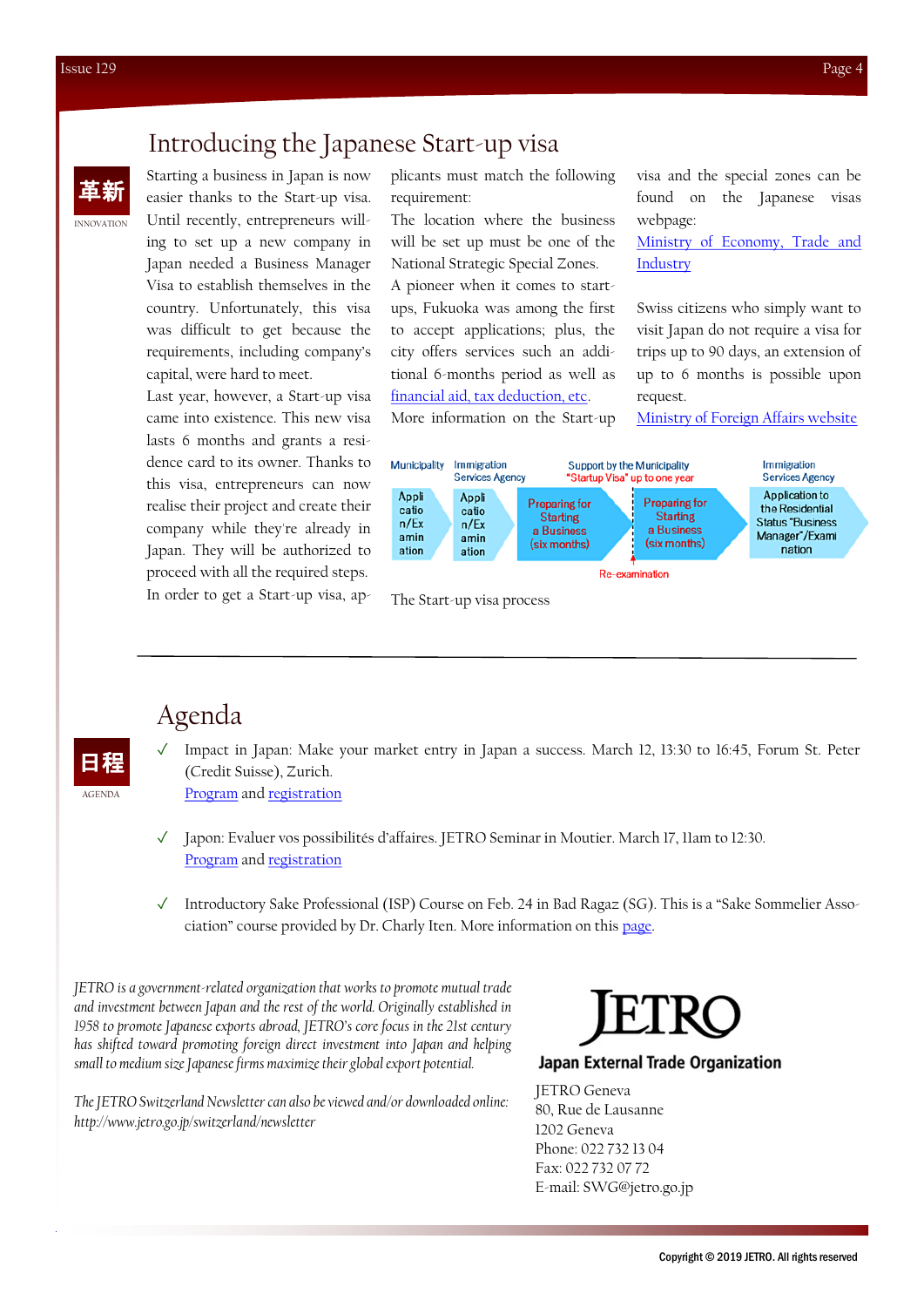## Introducing the Japanese Start-up visa

革新

INNOVATION

Starting a business in Japan is now easier thanks to the Start-up visa. Until recently, entrepreneurs willing to set up a new company in Japan needed a Business Manager Visa to establish themselves in the country. Unfortunately, this visa was difficult to get because the requirements, including company's capital, were hard to meet.

Last year, however, a Start-up visa came into existence. This new visa lasts 6 months and grants a residence card to its owner. Thanks to this visa, entrepreneurs can now realise their project and create their company while they're already in Japan. They will be authorized to proceed with all the required steps.

In order to get a Start-up visa, applicants must match the following requirement:

The location where the business will be set up must be one of the National Strategic Special Zones.

A pioneer when it comes to start-ups, Fukuoka was among the first to accept applications; plus, the city offers services such an additional 6-months period as well as financial aid, tax deduction, etc.

More information on the Start-up visa and the special zones can be found on the Japanese visas webpage:

Ministry of Economy, Trade and Industry

Swiss citizens who simply want to visit Japan do not require a visa for trips up to 90 days, an extension of up to 6 months is possible upon request.

Ministry of Foreign Affairs website

Municipality
Immigration Services Agency
Support by the Municipality "Startup Visa" up to one year
Immigration Services Agency
Application/Examination
Application/Examination
Preparing for Starting a Business (six months)
Preparing for Starting a Business (six months)
Application to the Residential Status "Business Manager"/Examination
Re-examination

The Start-up visa process

## Agenda

日程

AGENDA

- ✓ Impact in Japan: Make your market entry in Japan a success. March 12, 13:30 to 16:45, Forum St. Peter (Credit Suisse), Zurich.
  Program and registration

- ✓ Japon: Evaluer vos possibilités d'affaires. JETRO Seminar in Moutier. March 17, 11am to 12:30.
  Program and registration

- ✓ Introductory Sake Professional (ISP) Course on Feb. 24 in Bad Ragaz (SG). This is a "Sake Sommelier Association" course provided by Dr. Charly Iten. More information on this page.

*JETRO is a government-related organization that works to promote mutual trade and investment between Japan and the rest of the world. Originally established in 1958 to promote Japanese exports abroad, JETRO's core focus in the 21st century has shifted toward promoting foreign direct investment into Japan and helping small to medium size Japanese firms maximize their global export potential.*

*The JETRO Switzerland Newsletter can also be viewed and/or downloaded online: http://www.jetro.go.jp/switzerland/newsletter*

JETRO
**Japan External Trade Organization**

JETRO Geneva
80, Rue de Lausanne
1202 Geneva
Phone: 022 732 13 04
Fax: 022 732 07 72
E-mail: SWG@jetro.go.jp

Copyright © 2019 JETRO. All rights reserved